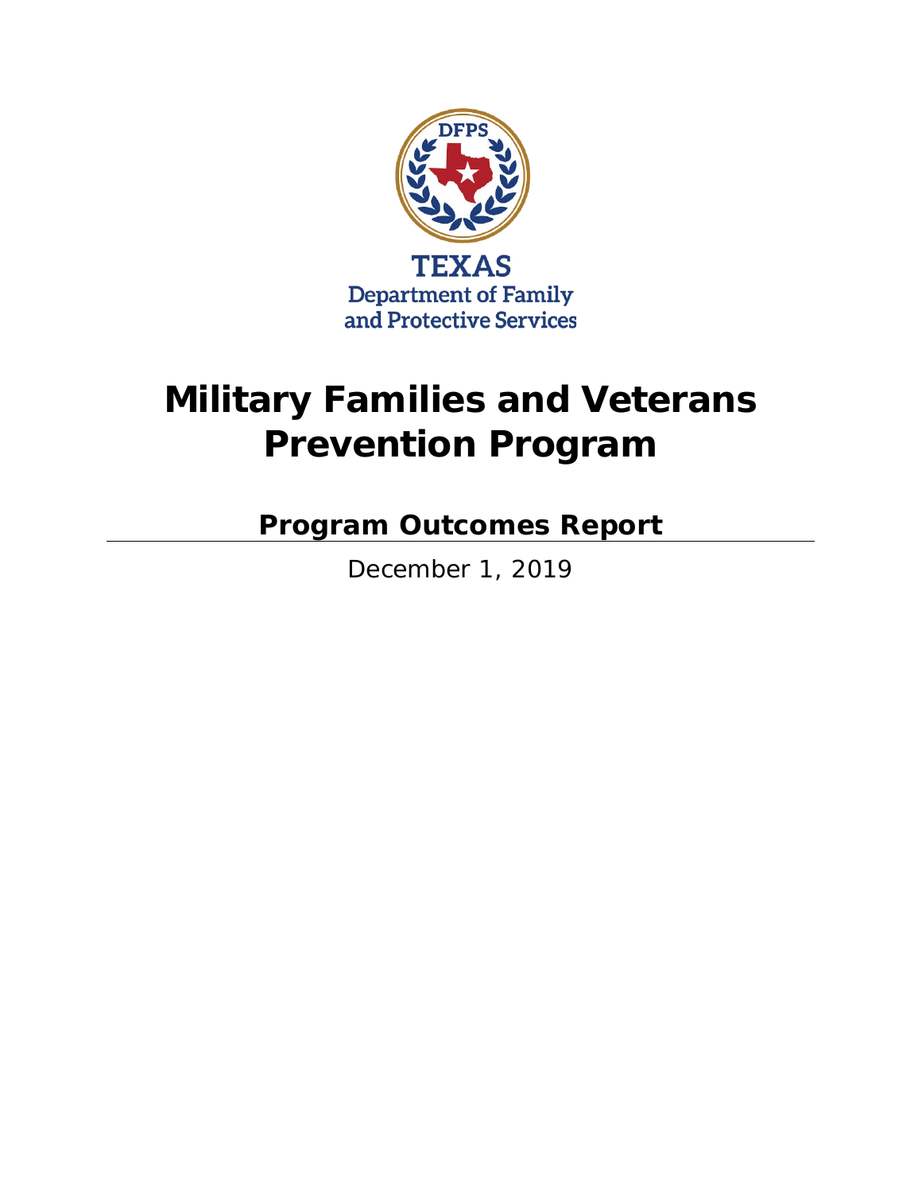TEXAS
Department of Family and Protective Services

# Military Families and Veterans Prevention Program

## Program Outcomes Report

December 1, 2019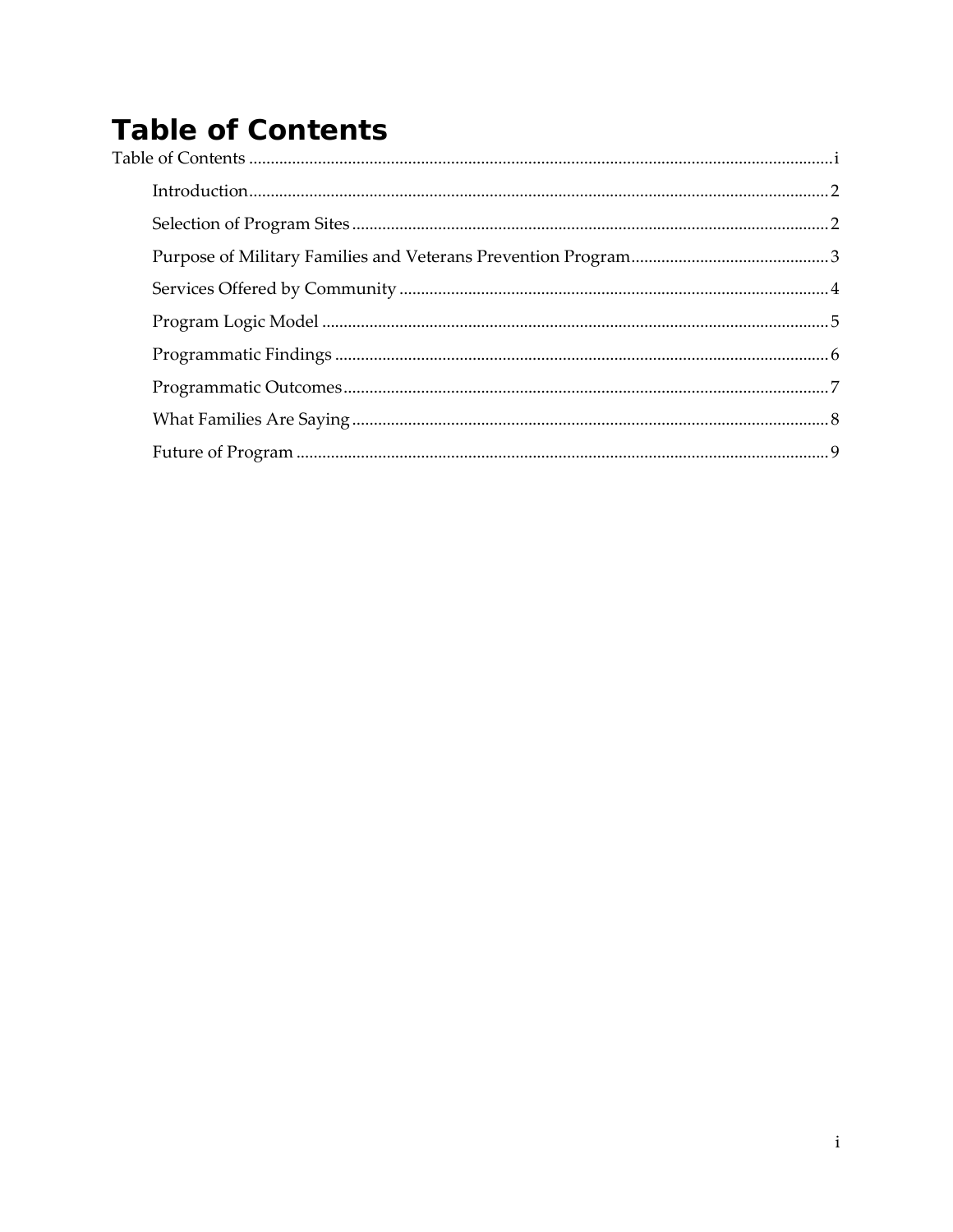# Table of Contents

Table of Contents ............................................................ i

- Introduction ............................................................ 2
- Selection of Program Sites ............................................................ 2
- Purpose of Military Families and Veterans Prevention Program ............................................................ 3
- Services Offered by Community ............................................................ 4
- Program Logic Model ............................................................ 5
- Programmatic Findings ............................................................ 6
- Programmatic Outcomes ............................................................ 7
- What Families Are Saying ............................................................ 8
- Future of Program ............................................................ 9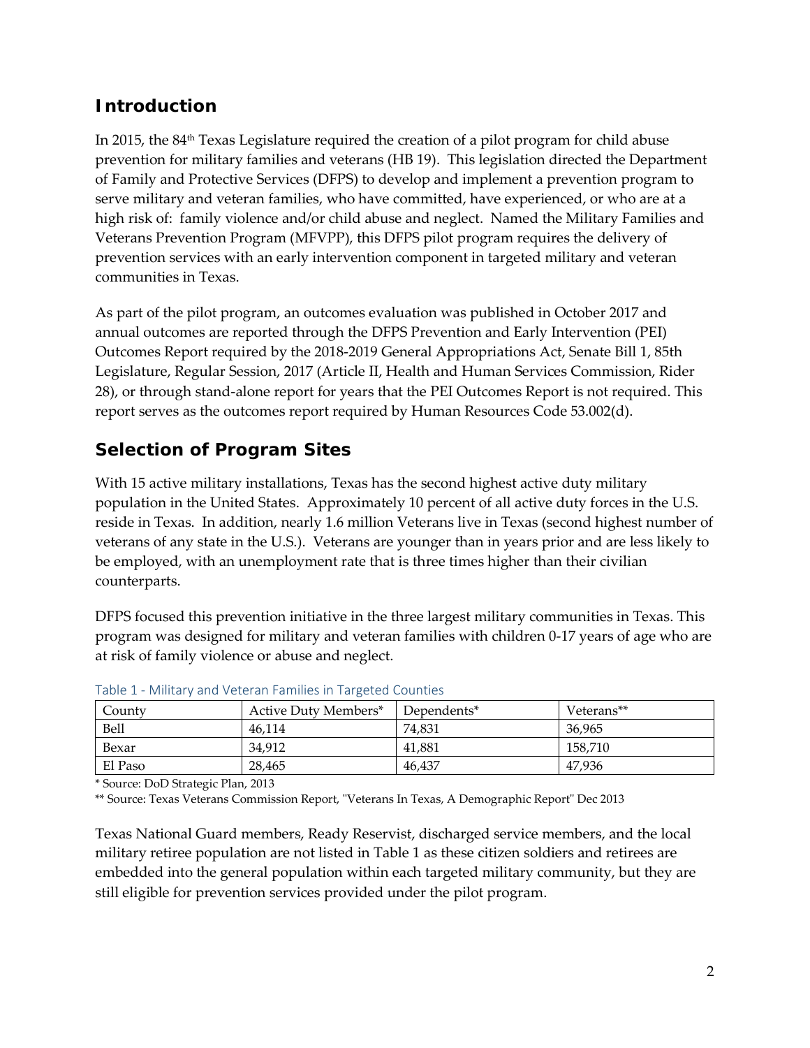## Introduction

In 2015, the 84th Texas Legislature required the creation of a pilot program for child abuse prevention for military families and veterans (HB 19). This legislation directed the Department of Family and Protective Services (DFPS) to develop and implement a prevention program to serve military and veteran families, who have committed, have experienced, or who are at a high risk of: family violence and/or child abuse and neglect. Named the Military Families and Veterans Prevention Program (MFVPP), this DFPS pilot program requires the delivery of prevention services with an early intervention component in targeted military and veteran communities in Texas.

As part of the pilot program, an outcomes evaluation was published in October 2017 and annual outcomes are reported through the DFPS Prevention and Early Intervention (PEI) Outcomes Report required by the 2018-2019 General Appropriations Act, Senate Bill 1, 85th Legislature, Regular Session, 2017 (Article II, Health and Human Services Commission, Rider 28), or through stand-alone report for years that the PEI Outcomes Report is not required. This report serves as the outcomes report required by Human Resources Code 53.002(d).

## Selection of Program Sites

With 15 active military installations, Texas has the second highest active duty military population in the United States. Approximately 10 percent of all active duty forces in the U.S. reside in Texas. In addition, nearly 1.6 million Veterans live in Texas (second highest number of veterans of any state in the U.S.). Veterans are younger than in years prior and are less likely to be employed, with an unemployment rate that is three times higher than their civilian counterparts.

DFPS focused this prevention initiative in the three largest military communities in Texas. This program was designed for military and veteran families with children 0-17 years of age who are at risk of family violence or abuse and neglect.

Table 1 - Military and Veteran Families in Targeted Counties

| County | Active Duty Members* | Dependents* | Veterans** |
|---|---|---|---|
| Bell | 46,114 | 74,831 | 36,965 |
| Bexar | 34,912 | 41,881 | 158,710 |
| El Paso | 28,465 | 46,437 | 47,936 |

\* Source: DoD Strategic Plan, 2013

** Source: Texas Veterans Commission Report, "Veterans In Texas, A Demographic Report" Dec 2013

Texas National Guard members, Ready Reservist, discharged service members, and the local military retiree population are not listed in Table 1 as these citizen soldiers and retirees are embedded into the general population within each targeted military community, but they are still eligible for prevention services provided under the pilot program.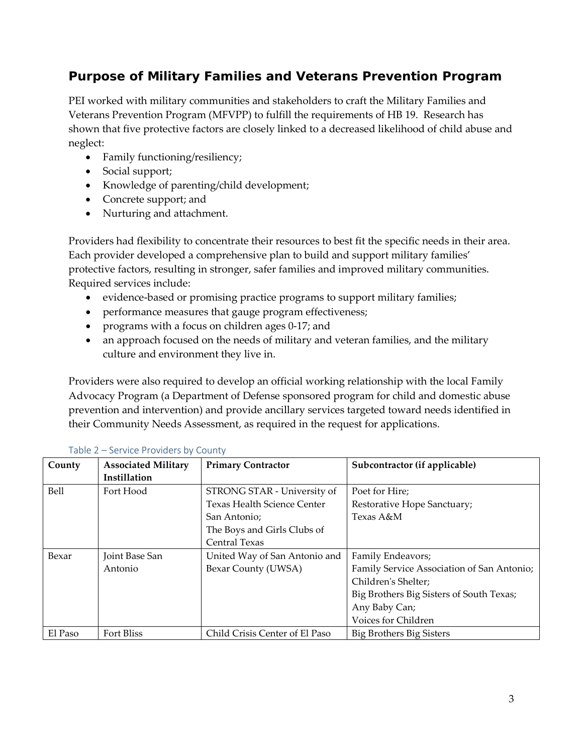## Purpose of Military Families and Veterans Prevention Program

PEI worked with military communities and stakeholders to craft the Military Families and Veterans Prevention Program (MFVPP) to fulfill the requirements of HB 19. Research has shown that five protective factors are closely linked to a decreased likelihood of child abuse and neglect:

- Family functioning/resiliency;
- Social support;
- Knowledge of parenting/child development;
- Concrete support; and
- Nurturing and attachment.

Providers had flexibility to concentrate their resources to best fit the specific needs in their area. Each provider developed a comprehensive plan to build and support military families' protective factors, resulting in stronger, safer families and improved military communities. Required services include:

- evidence-based or promising practice programs to support military families;
- performance measures that gauge program effectiveness;
- programs with a focus on children ages 0-17; and
- an approach focused on the needs of military and veteran families, and the military culture and environment they live in.

Providers were also required to develop an official working relationship with the local Family Advocacy Program (a Department of Defense sponsored program for child and domestic abuse prevention and intervention) and provide ancillary services targeted toward needs identified in their Community Needs Assessment, as required in the request for applications.

Table 2 – Service Providers by County

| County | Associated Military Instillation | Primary Contractor | Subcontractor (if applicable) |
|---|---|---|---|
| Bell | Fort Hood | STRONG STAR - University of Texas Health Science Center San Antonio; The Boys and Girls Clubs of Central Texas | Poet for Hire; Restorative Hope Sanctuary; Texas A&M |
| Bexar | Joint Base San Antonio | United Way of San Antonio and Bexar County (UWSA) | Family Endeavors; Family Service Association of San Antonio; Children's Shelter; Big Brothers Big Sisters of South Texas; Any Baby Can; Voices for Children |
| El Paso | Fort Bliss | Child Crisis Center of El Paso | Big Brothers Big Sisters |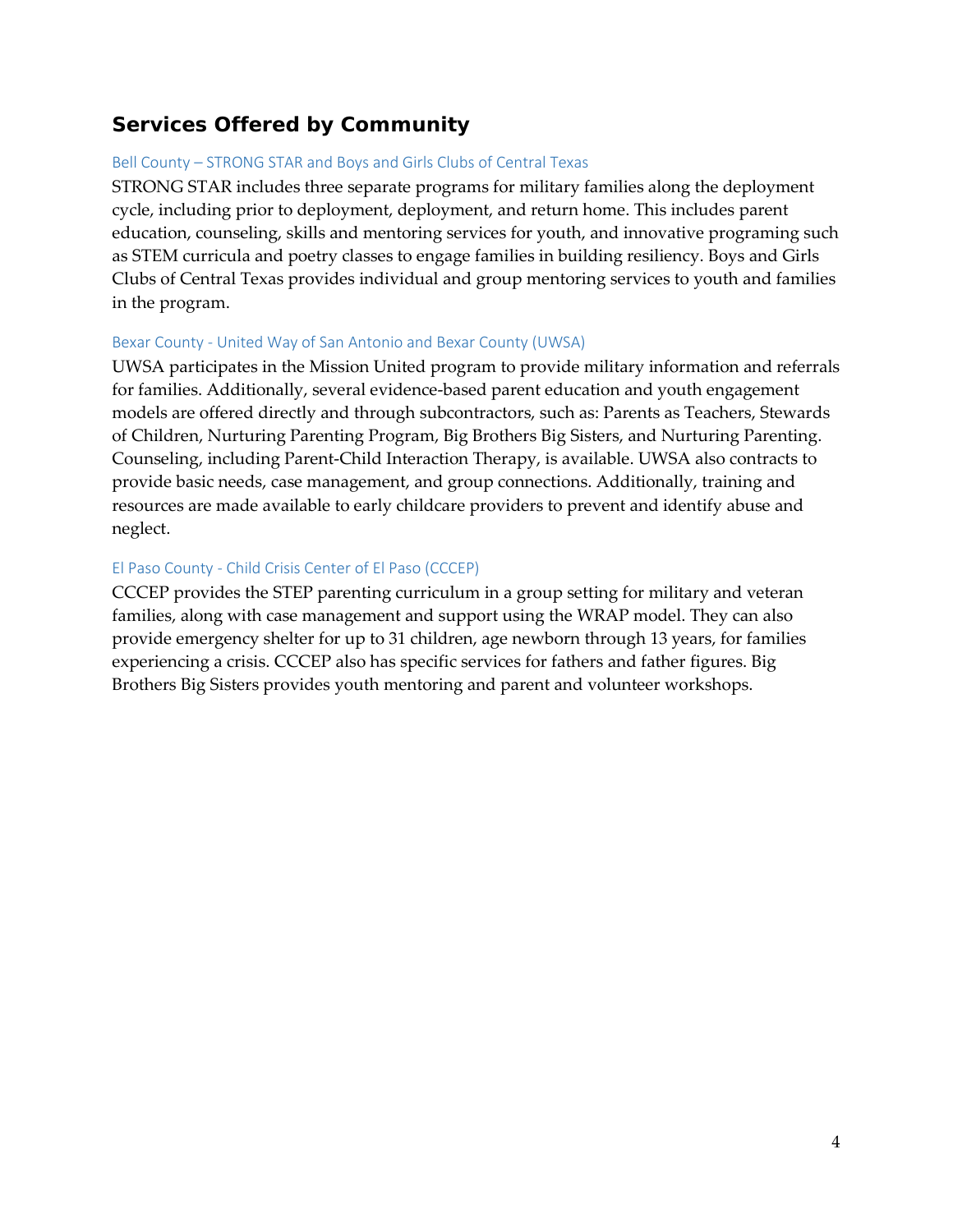## Services Offered by Community

### Bell County – STRONG STAR and Boys and Girls Clubs of Central Texas

STRONG STAR includes three separate programs for military families along the deployment cycle, including prior to deployment, deployment, and return home. This includes parent education, counseling, skills and mentoring services for youth, and innovative programing such as STEM curricula and poetry classes to engage families in building resiliency. Boys and Girls Clubs of Central Texas provides individual and group mentoring services to youth and families in the program.

### Bexar County - United Way of San Antonio and Bexar County (UWSA)

UWSA participates in the Mission United program to provide military information and referrals for families. Additionally, several evidence-based parent education and youth engagement models are offered directly and through subcontractors, such as: Parents as Teachers, Stewards of Children, Nurturing Parenting Program, Big Brothers Big Sisters, and Nurturing Parenting. Counseling, including Parent-Child Interaction Therapy, is available. UWSA also contracts to provide basic needs, case management, and group connections. Additionally, training and resources are made available to early childcare providers to prevent and identify abuse and neglect.

### El Paso County - Child Crisis Center of El Paso (CCCEP)

CCCEP provides the STEP parenting curriculum in a group setting for military and veteran families, along with case management and support using the WRAP model. They can also provide emergency shelter for up to 31 children, age newborn through 13 years, for families experiencing a crisis. CCCEP also has specific services for fathers and father figures. Big Brothers Big Sisters provides youth mentoring and parent and volunteer workshops.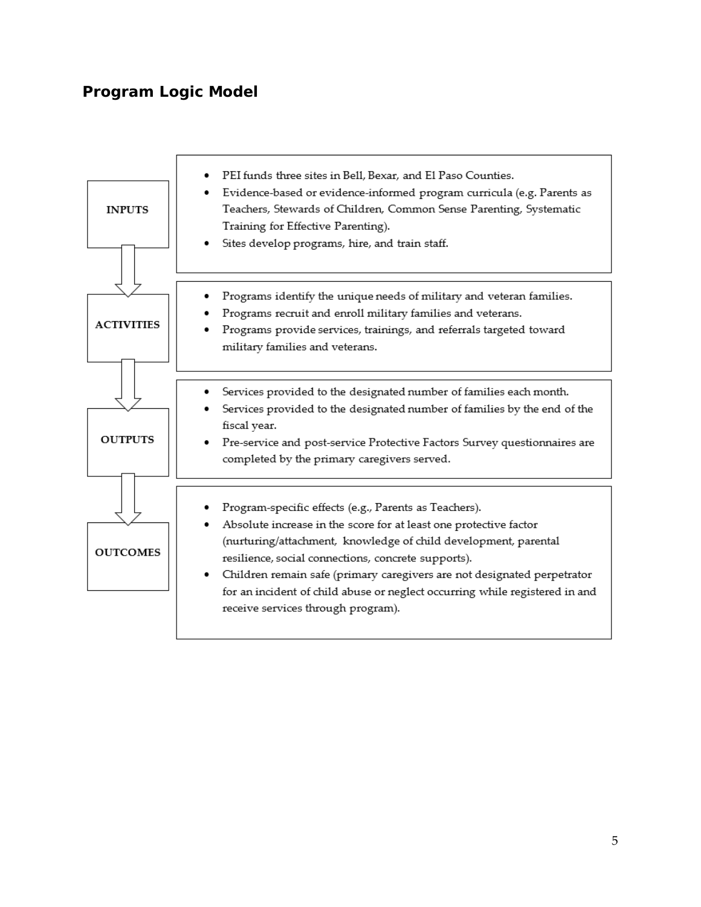## Program Logic Model

| | |
|---|---|
| **INPUTS** | <ul><li>PEI funds three sites in Bell, Bexar, and El Paso Counties.</li><li>Evidence-based or evidence-informed program curricula (e.g. Parents as Teachers, Stewards of Children, Common Sense Parenting, Systematic Training for Effective Parenting).</li><li>Sites develop programs, hire, and train staff.</li></ul> |
| **ACTIVITIES** | <ul><li>Programs identify the unique needs of military and veteran families.</li><li>Programs recruit and enroll military families and veterans.</li><li>Programs provide services, trainings, and referrals targeted toward military families and veterans.</li></ul> |
| **OUTPUTS** | <ul><li>Services provided to the designated number of families each month.</li><li>Services provided to the designated number of families by the end of the fiscal year.</li><li>Pre-service and post-service Protective Factors Survey questionnaires are completed by the primary caregivers served.</li></ul> |
| **OUTCOMES** | <ul><li>Program-specific effects (e.g., Parents as Teachers).</li><li>Absolute increase in the score for at least one protective factor (nurturing/attachment, knowledge of child development, parental resilience, social connections, concrete supports).</li><li>Children remain safe (primary caregivers are not designated perpetrator for an incident of child abuse or neglect occurring while registered in and receive services through program).</li></ul> |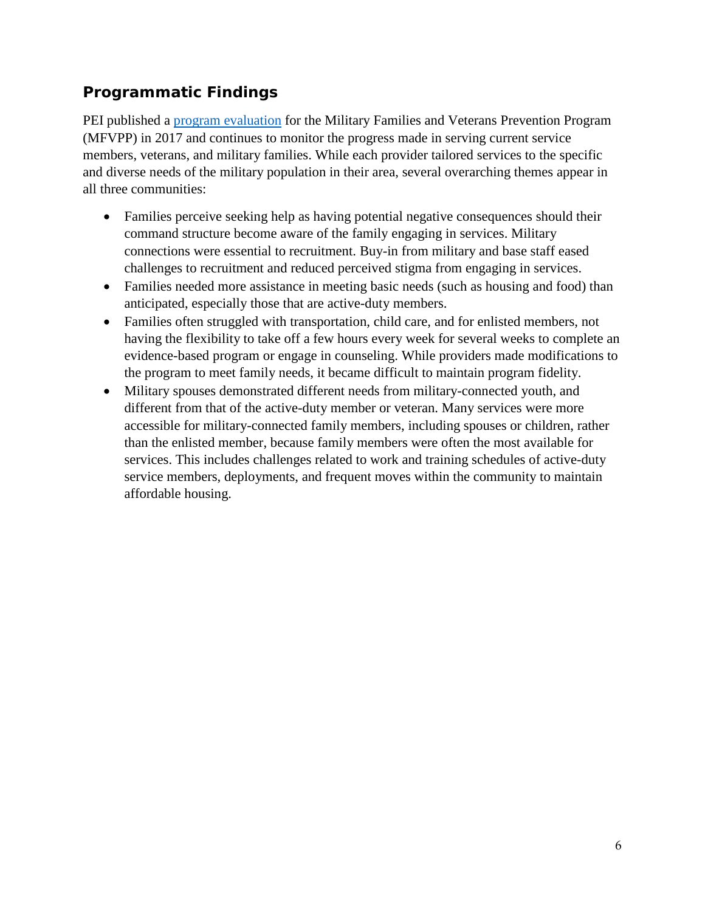## Programmatic Findings

PEI published a [program evaluation](program evaluation) for the Military Families and Veterans Prevention Program (MFVPP) in 2017 and continues to monitor the progress made in serving current service members, veterans, and military families. While each provider tailored services to the specific and diverse needs of the military population in their area, several overarching themes appear in all three communities:

- Families perceive seeking help as having potential negative consequences should their command structure become aware of the family engaging in services. Military connections were essential to recruitment. Buy-in from military and base staff eased challenges to recruitment and reduced perceived stigma from engaging in services.
- Families needed more assistance in meeting basic needs (such as housing and food) than anticipated, especially those that are active-duty members.
- Families often struggled with transportation, child care, and for enlisted members, not having the flexibility to take off a few hours every week for several weeks to complete an evidence-based program or engage in counseling. While providers made modifications to the program to meet family needs, it became difficult to maintain program fidelity.
- Military spouses demonstrated different needs from military-connected youth, and different from that of the active-duty member or veteran. Many services were more accessible for military-connected family members, including spouses or children, rather than the enlisted member, because family members were often the most available for services. This includes challenges related to work and training schedules of active-duty service members, deployments, and frequent moves within the community to maintain affordable housing.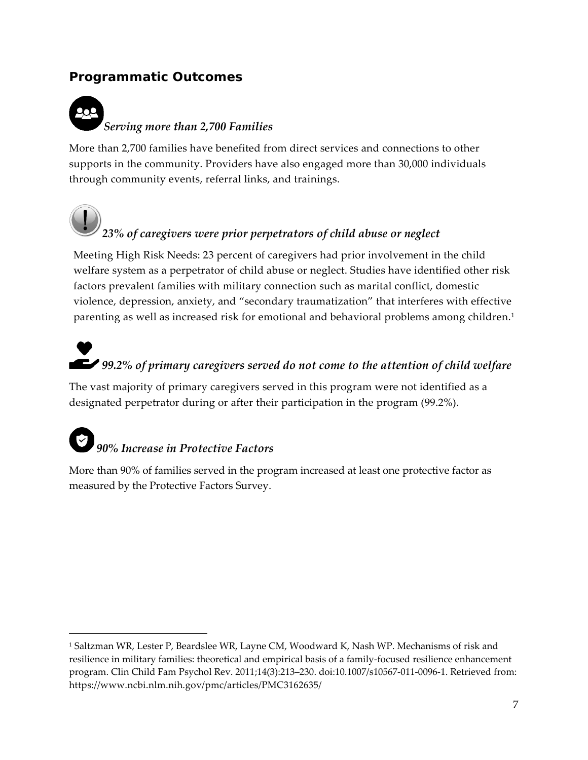## Programmatic Outcomes

### *Serving more than 2,700 Families*

More than 2,700 families have benefited from direct services and connections to other supports in the community. Providers have also engaged more than 30,000 individuals through community events, referral links, and trainings.

### *23% of caregivers were prior perpetrators of child abuse or neglect*

Meeting High Risk Needs: 23 percent of caregivers had prior involvement in the child welfare system as a perpetrator of child abuse or neglect. Studies have identified other risk factors prevalent families with military connection such as marital conflict, domestic violence, depression, anxiety, and "secondary traumatization" that interferes with effective parenting as well as increased risk for emotional and behavioral problems among children.[1]

### *99.2% of primary caregivers served do not come to the attention of child welfare*

The vast majority of primary caregivers served in this program were not identified as a designated perpetrator during or after their participation in the program (99.2%).

### *90% Increase in Protective Factors*

More than 90% of families served in the program increased at least one protective factor as measured by the Protective Factors Survey.

---

[1] Saltzman WR, Lester P, Beardslee WR, Layne CM, Woodward K, Nash WP. Mechanisms of risk and resilience in military families: theoretical and empirical basis of a family-focused resilience enhancement program. Clin Child Fam Psychol Rev. 2011;14(3):213–230. doi:10.1007/s10567-011-0096-1. Retrieved from: https://www.ncbi.nlm.nih.gov/pmc/articles/PMC3162635/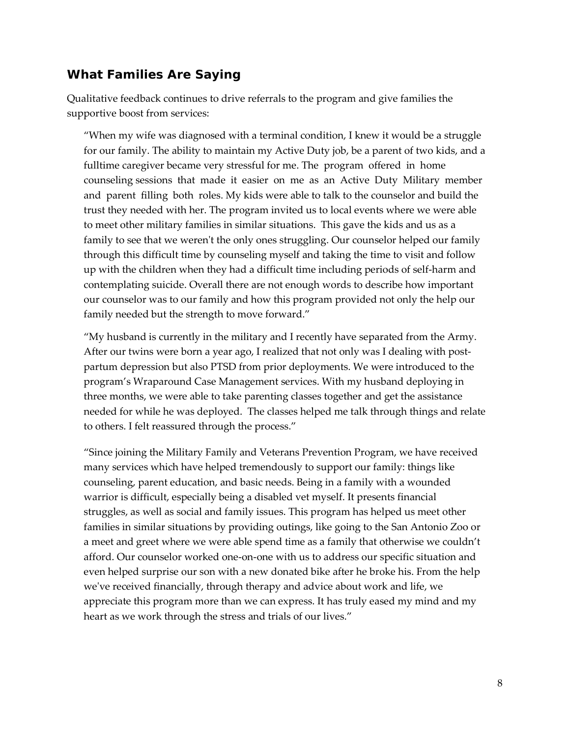## What Families Are Saying

Qualitative feedback continues to drive referrals to the program and give families the supportive boost from services:

> "When my wife was diagnosed with a terminal condition, I knew it would be a struggle for our family. The ability to maintain my Active Duty job, be a parent of two kids, and a fulltime caregiver became very stressful for me. The program offered in home counseling sessions that made it easier on me as an Active Duty Military member and parent filling both roles. My kids were able to talk to the counselor and build the trust they needed with her. The program invited us to local events where we were able to meet other military families in similar situations. This gave the kids and us as a family to see that we weren't the only ones struggling. Our counselor helped our family through this difficult time by counseling myself and taking the time to visit and follow up with the children when they had a difficult time including periods of self-harm and contemplating suicide. Overall there are not enough words to describe how important our counselor was to our family and how this program provided not only the help our family needed but the strength to move forward."

> "My husband is currently in the military and I recently have separated from the Army. After our twins were born a year ago, I realized that not only was I dealing with post-partum depression but also PTSD from prior deployments. We were introduced to the program's Wraparound Case Management services. With my husband deploying in three months, we were able to take parenting classes together and get the assistance needed for while he was deployed. The classes helped me talk through things and relate to others. I felt reassured through the process."

> "Since joining the Military Family and Veterans Prevention Program, we have received many services which have helped tremendously to support our family: things like counseling, parent education, and basic needs. Being in a family with a wounded warrior is difficult, especially being a disabled vet myself. It presents financial struggles, as well as social and family issues. This program has helped us meet other families in similar situations by providing outings, like going to the San Antonio Zoo or a meet and greet where we were able spend time as a family that otherwise we couldn't afford. Our counselor worked one-on-one with us to address our specific situation and even helped surprise our son with a new donated bike after he broke his. From the help we've received financially, through therapy and advice about work and life, we appreciate this program more than we can express. It has truly eased my mind and my heart as we work through the stress and trials of our lives."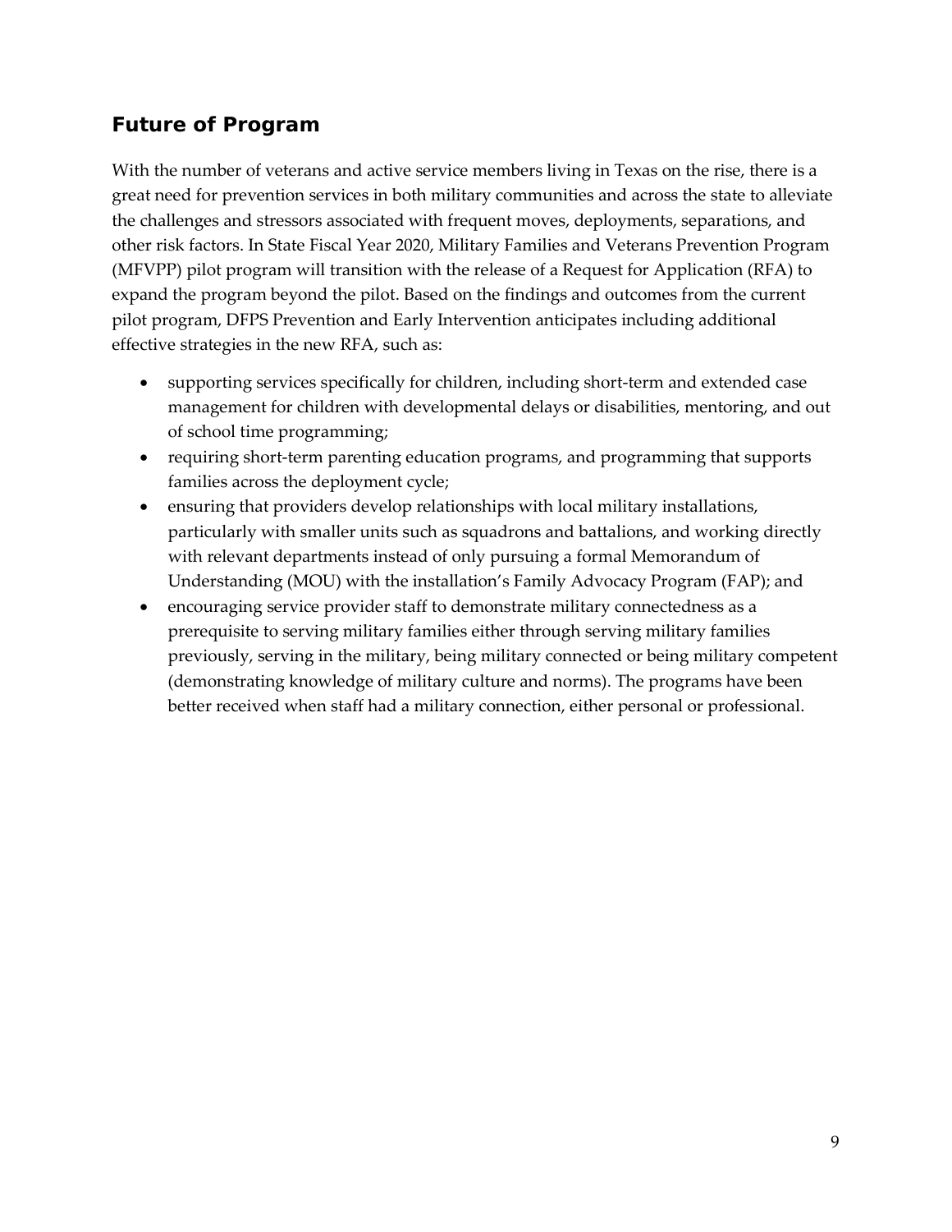## Future of Program

With the number of veterans and active service members living in Texas on the rise, there is a great need for prevention services in both military communities and across the state to alleviate the challenges and stressors associated with frequent moves, deployments, separations, and other risk factors. In State Fiscal Year 2020, Military Families and Veterans Prevention Program (MFVPP) pilot program will transition with the release of a Request for Application (RFA) to expand the program beyond the pilot. Based on the findings and outcomes from the current pilot program, DFPS Prevention and Early Intervention anticipates including additional effective strategies in the new RFA, such as:

- supporting services specifically for children, including short-term and extended case management for children with developmental delays or disabilities, mentoring, and out of school time programming;
- requiring short-term parenting education programs, and programming that supports families across the deployment cycle;
- ensuring that providers develop relationships with local military installations, particularly with smaller units such as squadrons and battalions, and working directly with relevant departments instead of only pursuing a formal Memorandum of Understanding (MOU) with the installation's Family Advocacy Program (FAP); and
- encouraging service provider staff to demonstrate military connectedness as a prerequisite to serving military families either through serving military families previously, serving in the military, being military connected or being military competent (demonstrating knowledge of military culture and norms). The programs have been better received when staff had a military connection, either personal or professional.